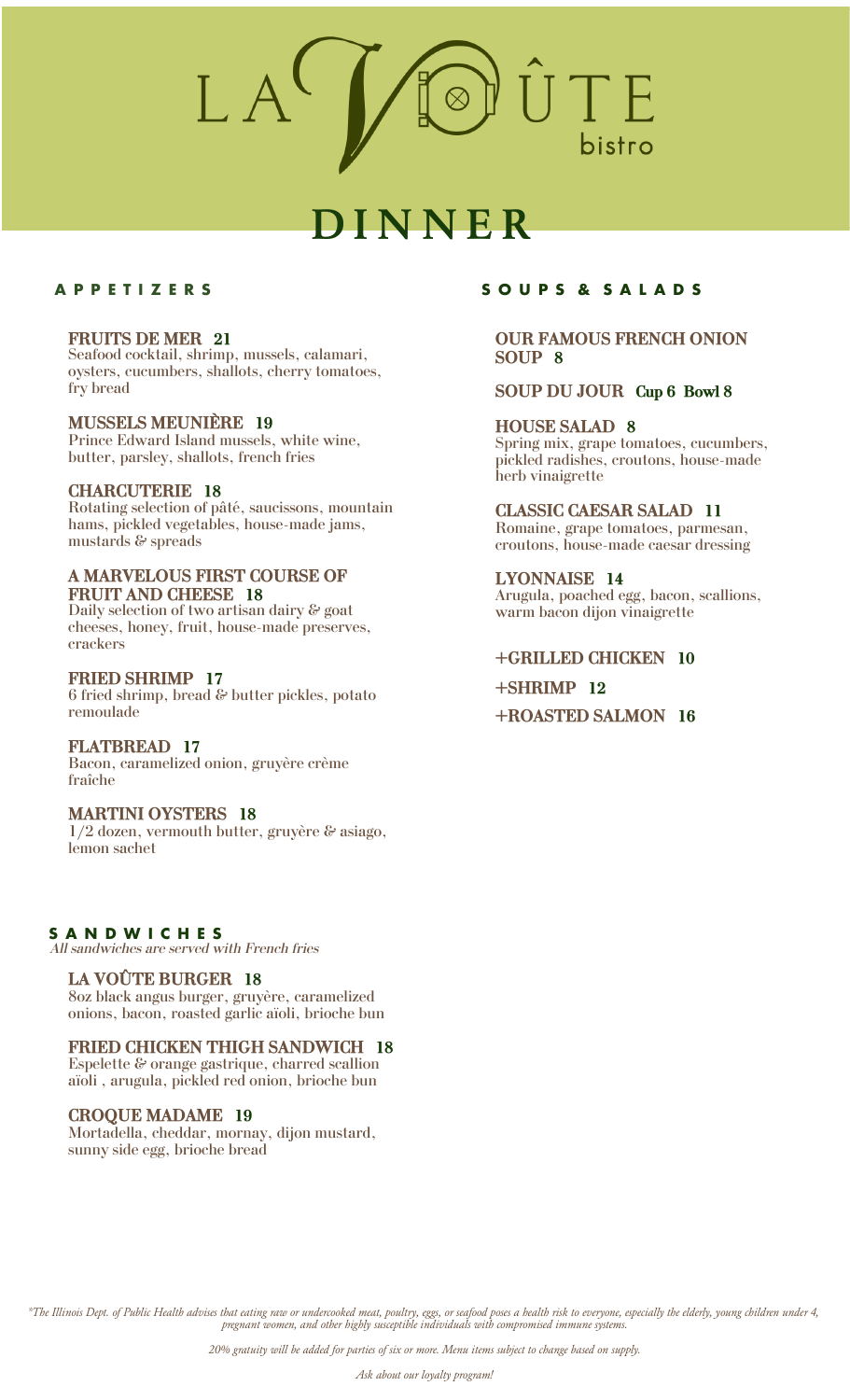# LA VOÛTE bistro

# DINNER

## APPETIZERS

**FRUITS DE MER 21**
Seafood cocktail, shrimp, mussels, calamari, oysters, cucumbers, shallots, cherry tomatoes, fry bread

**MUSSELS MEUNIÈRE 19**
Prince Edward Island mussels, white wine, butter, parsley, shallots, french fries

**CHARCUTERIE 18**
Rotating selection of pâté, saucissons, mountain hams, pickled vegetables, house-made jams, mustards & spreads

**A MARVELOUS FIRST COURSE OF FRUIT AND CHEESE 18**
Daily selection of two artisan dairy & goat cheeses, honey, fruit, house-made preserves, crackers

**FRIED SHRIMP 17**
6 fried shrimp, bread & butter pickles, potato remoulade

**FLATBREAD 17**
Bacon, caramelized onion, gruyère crème fraîche

**MARTINI OYSTERS 18**
1/2 dozen, vermouth butter, gruyère & asiago, lemon sachet

## SOUPS & SALADS

**OUR FAMOUS FRENCH ONION SOUP 8**

**SOUP DU JOUR Cup 6 Bowl 8**

**HOUSE SALAD 8**
Spring mix, grape tomatoes, cucumbers, pickled radishes, croutons, house-made herb vinaigrette

**CLASSIC CAESAR SALAD 11**
Romaine, grape tomatoes, parmesan, croutons, house-made caesar dressing

**LYONNAISE 14**
Arugula, poached egg, bacon, scallions, warm bacon dijon vinaigrette

**+GRILLED CHICKEN 10**

**+SHRIMP 12**

**+ROASTED SALMON 16**

## SANDWICHES

*All sandwiches are served with French fries*

**LA VOÛTE BURGER 18**
8oz black angus burger, gruyère, caramelized onions, bacon, roasted garlic aïoli, brioche bun

**FRIED CHICKEN THIGH SANDWICH 18**
Espelette & orange gastrique, charred scallion aïoli , arugula, pickled red onion, brioche bun

**CROQUE MADAME 19**
Mortadella, cheddar, mornay, dijon mustard, sunny side egg, brioche bread

*\*The Illinois Dept. of Public Health advises that eating raw or undercooked meat, poultry, eggs, or seafood poses a health risk to everyone, especially the elderly, young children under 4, pregnant women, and other highly susceptible individuals with compromised immune systems.*

*20% gratuity will be added for parties of six or more. Menu items subject to change based on supply.*

*Ask about our loyalty program!*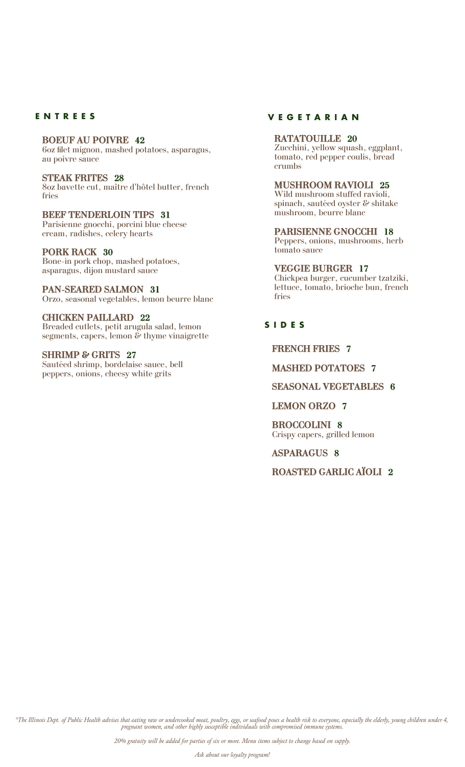## ENTREES

**BOEUF AU POIVRE 42**
6oz filet mignon, mashed potatoes, asparagus, au poivre sauce

**STEAK FRITES 28**
8oz bavette cut, maître d'hôtel butter, french fries

**BEEF TENDERLOIN TIPS 31**
Parisienne gnocchi, porcini blue cheese cream, radishes, celery hearts

**PORK RACK 30**
Bone-in pork chop, mashed potatoes, asparagus, dijon mustard sauce

**PAN-SEARED SALMON 31**
Orzo, seasonal vegetables, lemon beurre blanc

**CHICKEN PAILLARD 22**
Breaded cutlets, petit arugula salad, lemon segments, capers, lemon & thyme vinaigrette

**SHRIMP & GRITS 27**
Sautéed shrimp, bordelaise sauce, bell peppers, onions, cheesy white grits

## VEGETARIAN

**RATATOUILLE 20**
Zucchini, yellow squash, eggplant, tomato, red pepper coulis, bread crumbs

**MUSHROOM RAVIOLI 25**
Wild mushroom stuffed ravioli, spinach, sautéed oyster & shitake mushroom, beurre blanc

**PARISIENNE GNOCCHI 18**
Peppers, onions, mushrooms, herb tomato sauce

**VEGGIE BURGER 17**
Chickpea burger, cucumber tzatziki, lettuce, tomato, brioche bun, french fries

## SIDES

**FRENCH FRIES 7**

**MASHED POTATOES 7**

**SEASONAL VEGETABLES 6**

**LEMON ORZO 7**

**BROCCOLINI 8**
Crispy capers, grilled lemon

**ASPARAGUS 8**

**ROASTED GARLIC AÏOLI 2**

*\*The Illinois Dept. of Public Health advises that eating raw or undercooked meat, poultry, eggs, or seafood poses a health risk to everyone, especially the elderly, young children under 4, pregnant women, and other highly susceptible individuals with compromised immune systems.*

*20% gratuity will be added for parties of six or more. Menu items subject to change based on supply.*

*Ask about our loyalty program!*